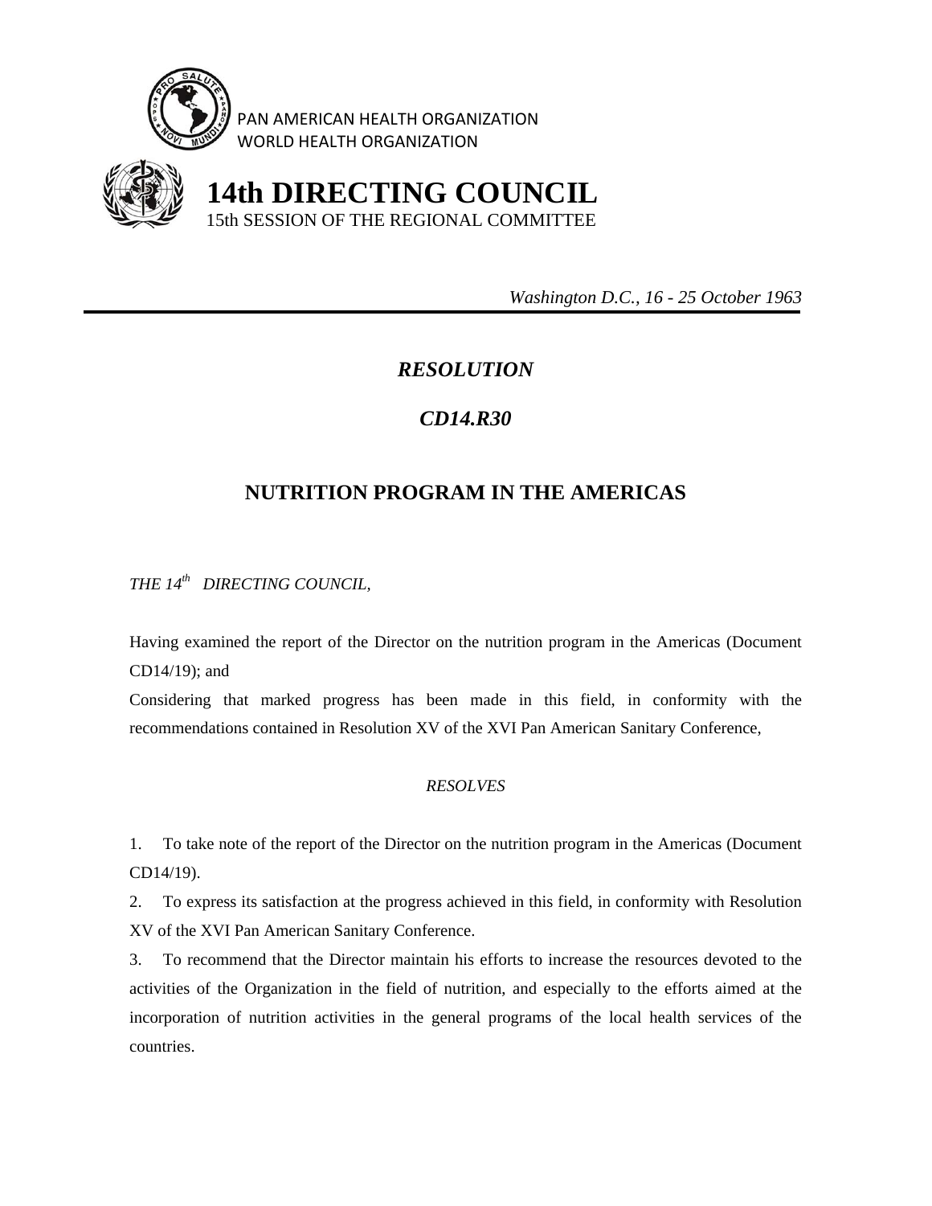PAN AMERICAN HEALTH ORGANIZATION
WORLD HEALTH ORGANIZATION

# 14th DIRECTING COUNCIL

15th SESSION OF THE REGIONAL COMMITTEE

*Washington D.C., 16 - 25 October 1963*

---

## *RESOLUTION*

## *CD14.R30*

## NUTRITION PROGRAM IN THE AMERICAS

*THE 14th DIRECTING COUNCIL,*

Having examined the report of the Director on the nutrition program in the Americas (Document CD14/19); and

Considering that marked progress has been made in this field, in conformity with the recommendations contained in Resolution XV of the XVI Pan American Sanitary Conference,

*RESOLVES*

1. To take note of the report of the Director on the nutrition program in the Americas (Document CD14/19).
2. To express its satisfaction at the progress achieved in this field, in conformity with Resolution XV of the XVI Pan American Sanitary Conference.
3. To recommend that the Director maintain his efforts to increase the resources devoted to the activities of the Organization in the field of nutrition, and especially to the efforts aimed at the incorporation of nutrition activities in the general programs of the local health services of the countries.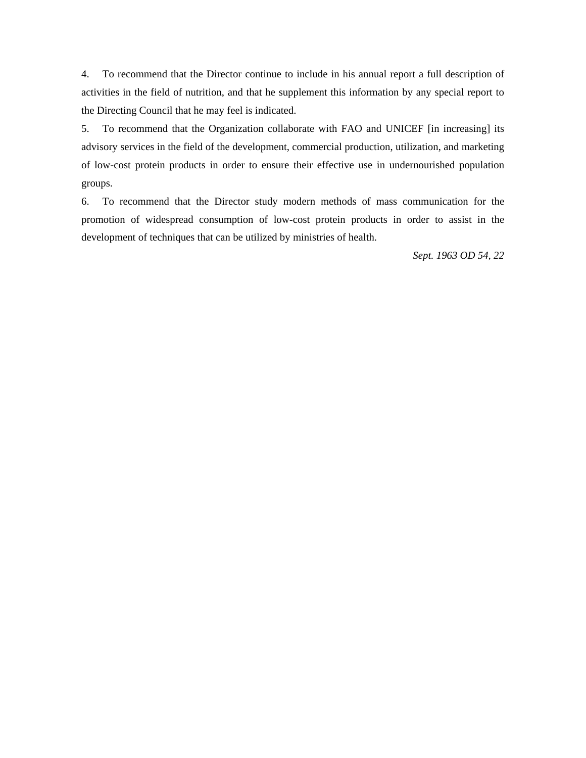4. To recommend that the Director continue to include in his annual report a full description of activities in the field of nutrition, and that he supplement this information by any special report to the Directing Council that he may feel is indicated.

5. To recommend that the Organization collaborate with FAO and UNICEF [in increasing] its advisory services in the field of the development, commercial production, utilization, and marketing of low-cost protein products in order to ensure their effective use in undernourished population groups.

6. To recommend that the Director study modern methods of mass communication for the promotion of widespread consumption of low-cost protein products in order to assist in the development of techniques that can be utilized by ministries of health.

*Sept. 1963 OD 54, 22*